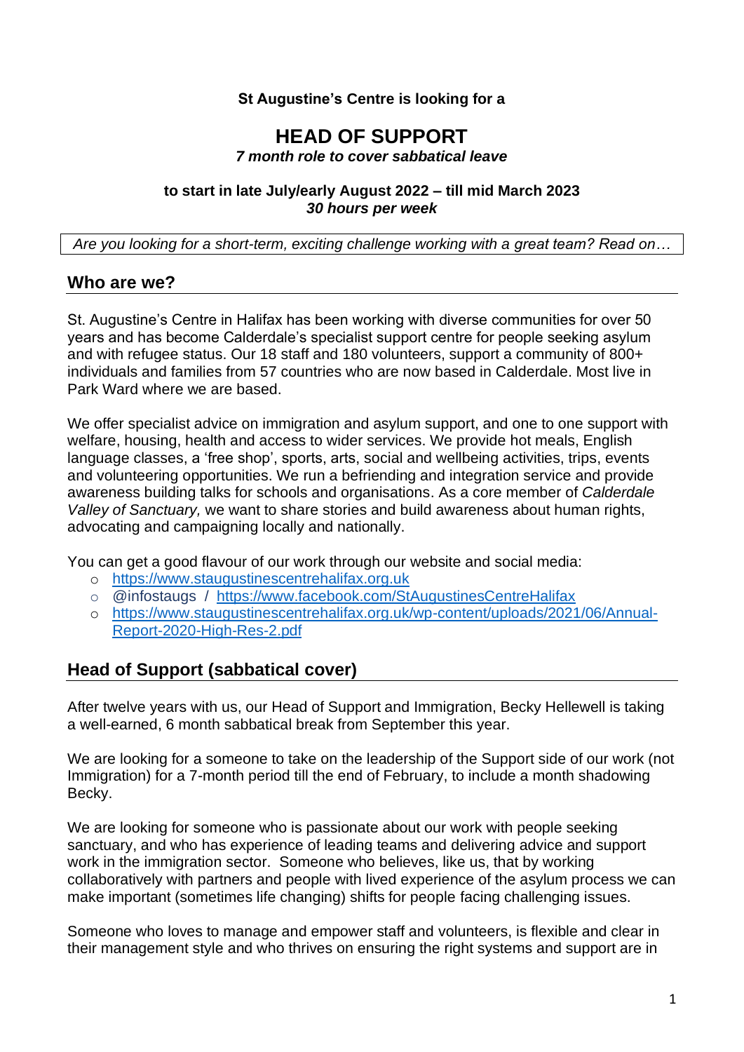**St Augustine's Centre is looking for a**

# HEAD OF SUPPORT

***7 month role to cover sabbatical leave***

**to start in late July/early August 2022 – till mid March 2023**
***30 hours per week***

*Are you looking for a short-term, exciting challenge working with a great team? Read on…*

## Who are we?

St. Augustine's Centre in Halifax has been working with diverse communities for over 50 years and has become Calderdale's specialist support centre for people seeking asylum and with refugee status. Our 18 staff and 180 volunteers, support a community of 800+ individuals and families from 57 countries who are now based in Calderdale. Most live in Park Ward where we are based.

We offer specialist advice on immigration and asylum support, and one to one support with welfare, housing, health and access to wider services. We provide hot meals, English language classes, a 'free shop', sports, arts, social and wellbeing activities, trips, events and volunteering opportunities. We run a befriending and integration service and provide awareness building talks for schools and organisations. As a core member of *Calderdale Valley of Sanctuary,* we want to share stories and build awareness about human rights, advocating and campaigning locally and nationally.

You can get a good flavour of our work through our website and social media:

- https://www.staugustinescentrehalifax.org.uk
- @infostaugs / https://www.facebook.com/StAugustinesCentreHalifax
- https://www.staugustinescentrehalifax.org.uk/wp-content/uploads/2021/06/Annual-Report-2020-High-Res-2.pdf

## Head of Support (sabbatical cover)

After twelve years with us, our Head of Support and Immigration, Becky Hellewell is taking a well-earned, 6 month sabbatical break from September this year.

We are looking for a someone to take on the leadership of the Support side of our work (not Immigration) for a 7-month period till the end of February, to include a month shadowing Becky.

We are looking for someone who is passionate about our work with people seeking sanctuary, and who has experience of leading teams and delivering advice and support work in the immigration sector. Someone who believes, like us, that by working collaboratively with partners and people with lived experience of the asylum process we can make important (sometimes life changing) shifts for people facing challenging issues.

Someone who loves to manage and empower staff and volunteers, is flexible and clear in their management style and who thrives on ensuring the right systems and support are in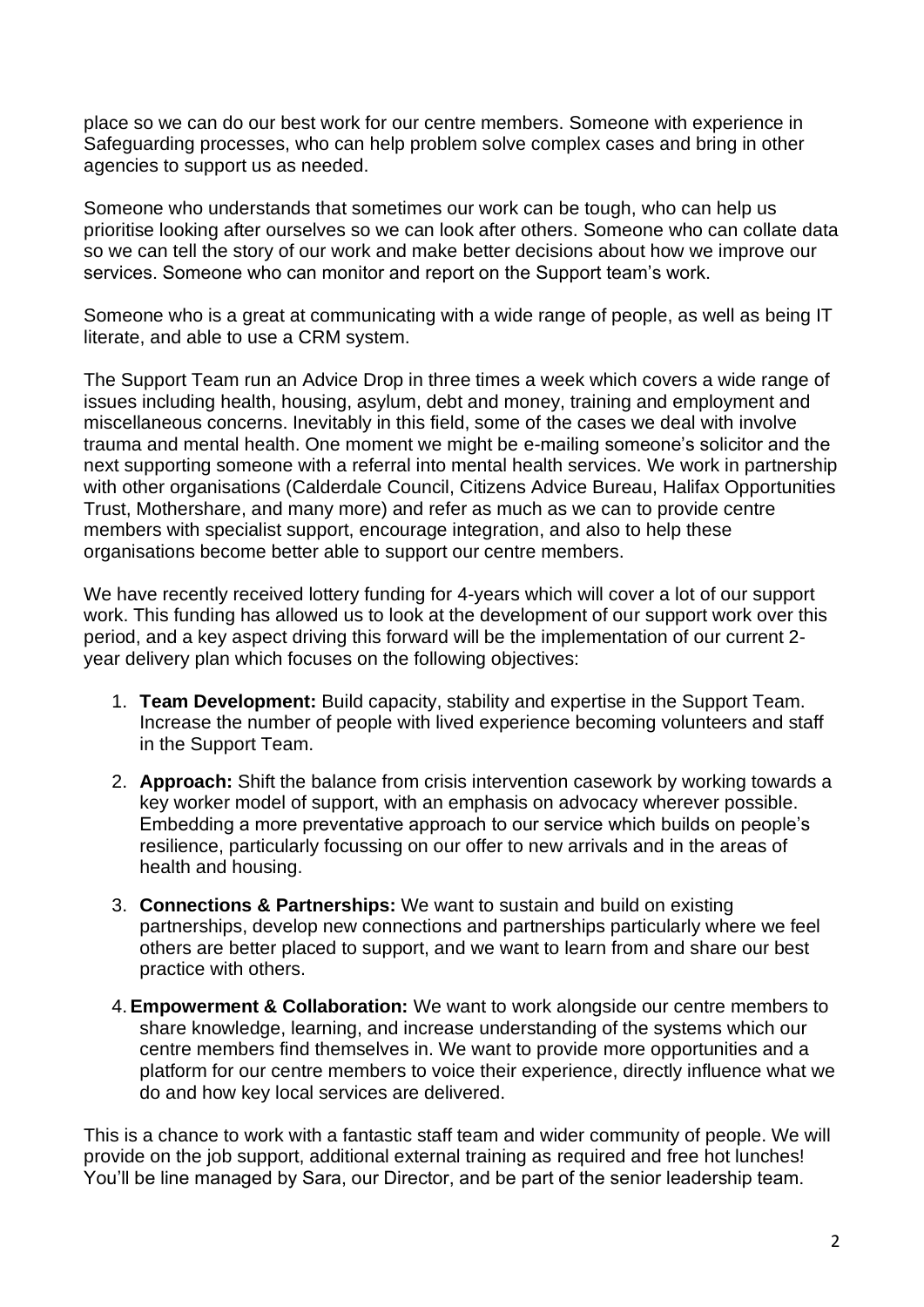place so we can do our best work for our centre members. Someone with experience in Safeguarding processes, who can help problem solve complex cases and bring in other agencies to support us as needed.

Someone who understands that sometimes our work can be tough, who can help us prioritise looking after ourselves so we can look after others. Someone who can collate data so we can tell the story of our work and make better decisions about how we improve our services. Someone who can monitor and report on the Support team's work.

Someone who is a great at communicating with a wide range of people, as well as being IT literate, and able to use a CRM system.

The Support Team run an Advice Drop in three times a week which covers a wide range of issues including health, housing, asylum, debt and money, training and employment and miscellaneous concerns. Inevitably in this field, some of the cases we deal with involve trauma and mental health. One moment we might be e-mailing someone's solicitor and the next supporting someone with a referral into mental health services. We work in partnership with other organisations (Calderdale Council, Citizens Advice Bureau, Halifax Opportunities Trust, Mothershare, and many more) and refer as much as we can to provide centre members with specialist support, encourage integration, and also to help these organisations become better able to support our centre members.

We have recently received lottery funding for 4-years which will cover a lot of our support work. This funding has allowed us to look at the development of our support work over this period, and a key aspect driving this forward will be the implementation of our current 2-year delivery plan which focuses on the following objectives:

1. **Team Development:** Build capacity, stability and expertise in the Support Team. Increase the number of people with lived experience becoming volunteers and staff in the Support Team.
2. **Approach:** Shift the balance from crisis intervention casework by working towards a key worker model of support, with an emphasis on advocacy wherever possible. Embedding a more preventative approach to our service which builds on people's resilience, particularly focussing on our offer to new arrivals and in the areas of health and housing.
3. **Connections & Partnerships:** We want to sustain and build on existing partnerships, develop new connections and partnerships particularly where we feel others are better placed to support, and we want to learn from and share our best practice with others.
4. **Empowerment & Collaboration:** We want to work alongside our centre members to share knowledge, learning, and increase understanding of the systems which our centre members find themselves in. We want to provide more opportunities and a platform for our centre members to voice their experience, directly influence what we do and how key local services are delivered.

This is a chance to work with a fantastic staff team and wider community of people. We will provide on the job support, additional external training as required and free hot lunches! You'll be line managed by Sara, our Director, and be part of the senior leadership team.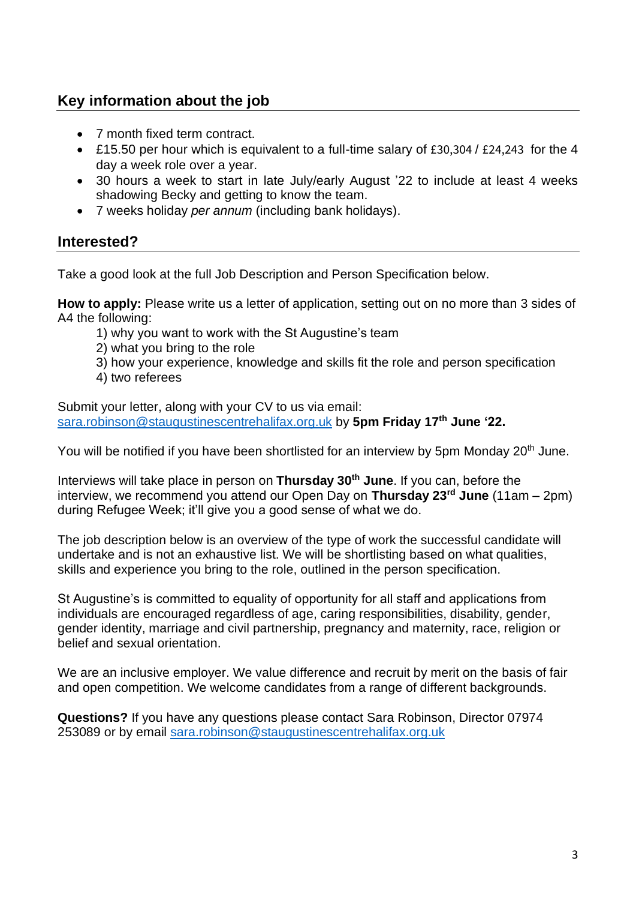## Key information about the job

- 7 month fixed term contract.
- £15.50 per hour which is equivalent to a full-time salary of £30,304 / £24,243 for the 4 day a week role over a year.
- 30 hours a week to start in late July/early August '22 to include at least 4 weeks shadowing Becky and getting to know the team.
- 7 weeks holiday *per annum* (including bank holidays).

## Interested?

Take a good look at the full Job Description and Person Specification below.

**How to apply:** Please write us a letter of application, setting out on no more than 3 sides of A4 the following:

1) why you want to work with the St Augustine's team
2) what you bring to the role
3) how your experience, knowledge and skills fit the role and person specification
4) two referees

Submit your letter, along with your CV to us via email: [sara.robinson@staugustinescentrehalifax.org.uk](mailto:sara.robinson@staugustinescentrehalifax.org.uk) by **5pm Friday 17th June '22.**

You will be notified if you have been shortlisted for an interview by 5pm Monday 20th June.

Interviews will take place in person on **Thursday 30th June**. If you can, before the interview, we recommend you attend our Open Day on **Thursday 23rd June** (11am – 2pm) during Refugee Week; it'll give you a good sense of what we do.

The job description below is an overview of the type of work the successful candidate will undertake and is not an exhaustive list. We will be shortlisting based on what qualities, skills and experience you bring to the role, outlined in the person specification.

St Augustine's is committed to equality of opportunity for all staff and applications from individuals are encouraged regardless of age, caring responsibilities, disability, gender, gender identity, marriage and civil partnership, pregnancy and maternity, race, religion or belief and sexual orientation.

We are an inclusive employer. We value difference and recruit by merit on the basis of fair and open competition. We welcome candidates from a range of different backgrounds.

**Questions?** If you have any questions please contact Sara Robinson, Director 07974 253089 or by email [sara.robinson@staugustinescentrehalifax.org.uk](mailto:sara.robinson@staugustinescentrehalifax.org.uk)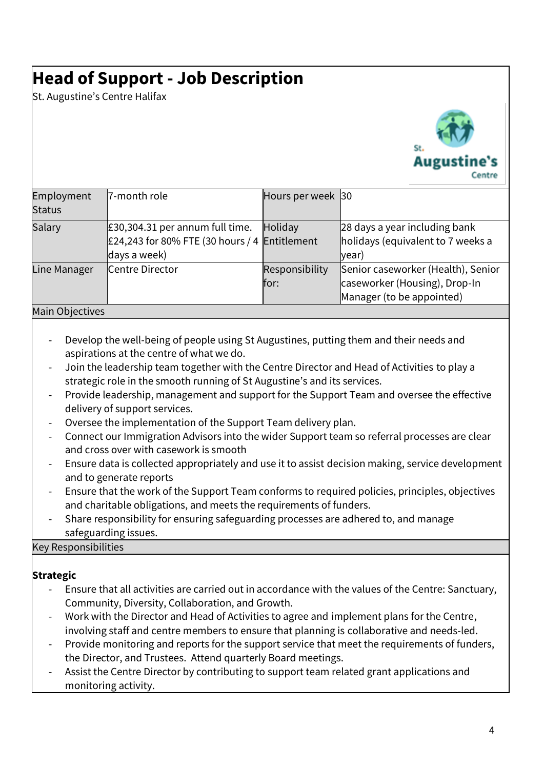# Head of Support - Job Description

St. Augustine's Centre Halifax

| Employment Status | 7-month role | Hours per week | 30 |
| --- | --- | --- | --- |
| Salary | £30,304.31 per annum full time. £24,243 for 80% FTE (30 hours / 4 days a week) | Holiday Entitlement | 28 days a year including bank holidays (equivalent to 7 weeks a year) |
| Line Manager | Centre Director | Responsibility for: | Senior caseworker (Health), Senior caseworker (Housing), Drop-In Manager (to be appointed) |

## Main Objectives

- Develop the well-being of people using St Augustines, putting them and their needs and aspirations at the centre of what we do.
- Join the leadership team together with the Centre Director and Head of Activities to play a strategic role in the smooth running of St Augustine's and its services.
- Provide leadership, management and support for the Support Team and oversee the effective delivery of support services.
- Oversee the implementation of the Support Team delivery plan.
- Connect our Immigration Advisors into the wider Support team so referral processes are clear and cross over with casework is smooth
- Ensure data is collected appropriately and use it to assist decision making, service development and to generate reports
- Ensure that the work of the Support Team conforms to required policies, principles, objectives and charitable obligations, and meets the requirements of funders.
- Share responsibility for ensuring safeguarding processes are adhered to, and manage safeguarding issues.

## Key Responsibilities

**Strategic**

- Ensure that all activities are carried out in accordance with the values of the Centre: Sanctuary, Community, Diversity, Collaboration, and Growth.
- Work with the Director and Head of Activities to agree and implement plans for the Centre, involving staff and centre members to ensure that planning is collaborative and needs-led.
- Provide monitoring and reports for the support service that meet the requirements of funders, the Director, and Trustees. Attend quarterly Board meetings.
- Assist the Centre Director by contributing to support team related grant applications and monitoring activity.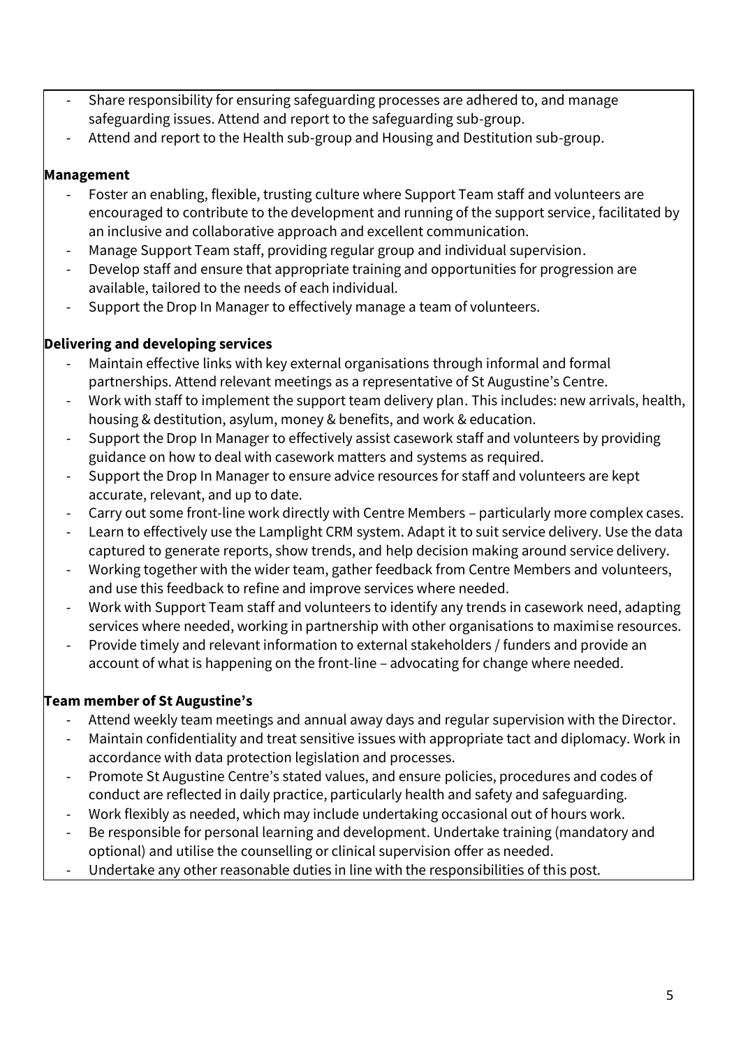- Share responsibility for ensuring safeguarding processes are adhered to, and manage safeguarding issues. Attend and report to the safeguarding sub-group.
- Attend and report to the Health sub-group and Housing and Destitution sub-group.

**Management**

- Foster an enabling, flexible, trusting culture where Support Team staff and volunteers are encouraged to contribute to the development and running of the support service, facilitated by an inclusive and collaborative approach and excellent communication.
- Manage Support Team staff, providing regular group and individual supervision.
- Develop staff and ensure that appropriate training and opportunities for progression are available, tailored to the needs of each individual.
- Support the Drop In Manager to effectively manage a team of volunteers.

**Delivering and developing services**

- Maintain effective links with key external organisations through informal and formal partnerships. Attend relevant meetings as a representative of St Augustine's Centre.
- Work with staff to implement the support team delivery plan. This includes: new arrivals, health, housing & destitution, asylum, money & benefits, and work & education.
- Support the Drop In Manager to effectively assist casework staff and volunteers by providing guidance on how to deal with casework matters and systems as required.
- Support the Drop In Manager to ensure advice resources for staff and volunteers are kept accurate, relevant, and up to date.
- Carry out some front-line work directly with Centre Members – particularly more complex cases.
- Learn to effectively use the Lamplight CRM system. Adapt it to suit service delivery. Use the data captured to generate reports, show trends, and help decision making around service delivery.
- Working together with the wider team, gather feedback from Centre Members and volunteers, and use this feedback to refine and improve services where needed.
- Work with Support Team staff and volunteers to identify any trends in casework need, adapting services where needed, working in partnership with other organisations to maximise resources.
- Provide timely and relevant information to external stakeholders / funders and provide an account of what is happening on the front-line – advocating for change where needed.

**Team member of St Augustine's**

- Attend weekly team meetings and annual away days and regular supervision with the Director.
- Maintain confidentiality and treat sensitive issues with appropriate tact and diplomacy. Work in accordance with data protection legislation and processes.
- Promote St Augustine Centre's stated values, and ensure policies, procedures and codes of conduct are reflected in daily practice, particularly health and safety and safeguarding.
- Work flexibly as needed, which may include undertaking occasional out of hours work.
- Be responsible for personal learning and development. Undertake training (mandatory and optional) and utilise the counselling or clinical supervision offer as needed.
- Undertake any other reasonable duties in line with the responsibilities of this post.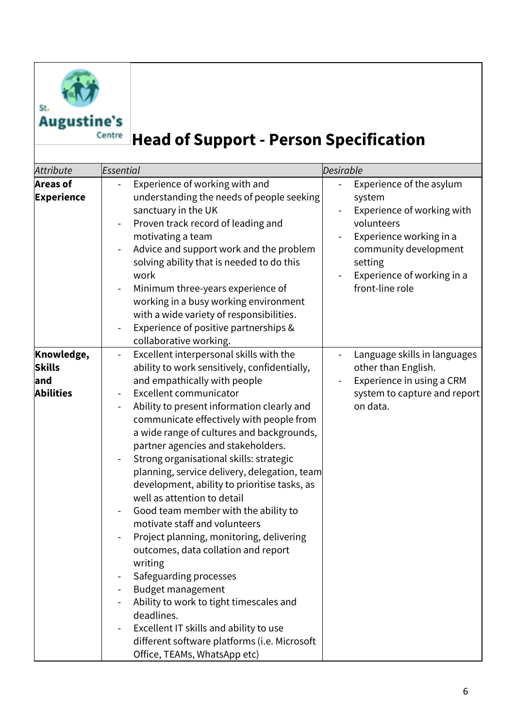St. Augustine's Centre

# Head of Support - Person Specification

| *Attribute* | *Essential* | *Desirable* |
| --- | --- | --- |
| **Areas of Experience** | - Experience of working with and understanding the needs of people seeking sanctuary in the UK<br>- Proven track record of leading and motivating a team<br>- Advice and support work and the problem solving ability that is needed to do this work<br>- Minimum three-years experience of working in a busy working environment with a wide variety of responsibilities.<br>- Experience of positive partnerships & collaborative working. | - Experience of the asylum system<br>- Experience of working with volunteers<br>- Experience working in a community development setting<br>- Experience of working in a front-line role |
| **Knowledge, Skills and Abilities** | - Excellent interpersonal skills with the ability to work sensitively, confidentially, and empathically with people<br>- Excellent communicator<br>- Ability to present information clearly and communicate effectively with people from a wide range of cultures and backgrounds, partner agencies and stakeholders.<br>- Strong organisational skills: strategic planning, service delivery, delegation, team development, ability to prioritise tasks, as well as attention to detail<br>- Good team member with the ability to motivate staff and volunteers<br>- Project planning, monitoring, delivering outcomes, data collation and report writing<br>- Safeguarding processes<br>- Budget management<br>- Ability to work to tight timescales and deadlines.<br>- Excellent IT skills and ability to use different software platforms (i.e. Microsoft Office, TEAMs, WhatsApp etc) | - Language skills in languages other than English.<br>- Experience in using a CRM system to capture and report on data. |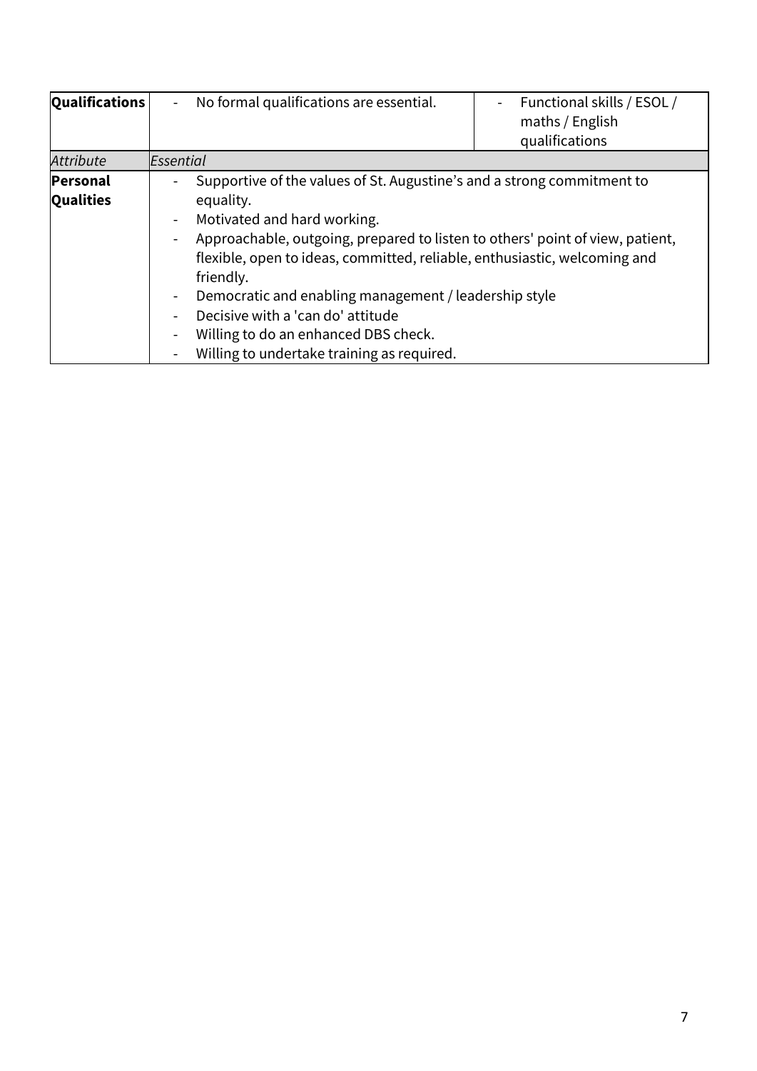| | | |
|---|---|---|
| **Qualifications** | - No formal qualifications are essential. | - Functional skills / ESOL / maths / English qualifications |
| *Attribute* | *Essential* | |
| **Personal Qualities** | - Supportive of the values of St. Augustine's and a strong commitment to equality.<br>- Motivated and hard working.<br>- Approachable, outgoing, prepared to listen to others' point of view, patient, flexible, open to ideas, committed, reliable, enthusiastic, welcoming and friendly.<br>- Democratic and enabling management / leadership style<br>- Decisive with a 'can do' attitude<br>- Willing to do an enhanced DBS check.<br>- Willing to undertake training as required. | |